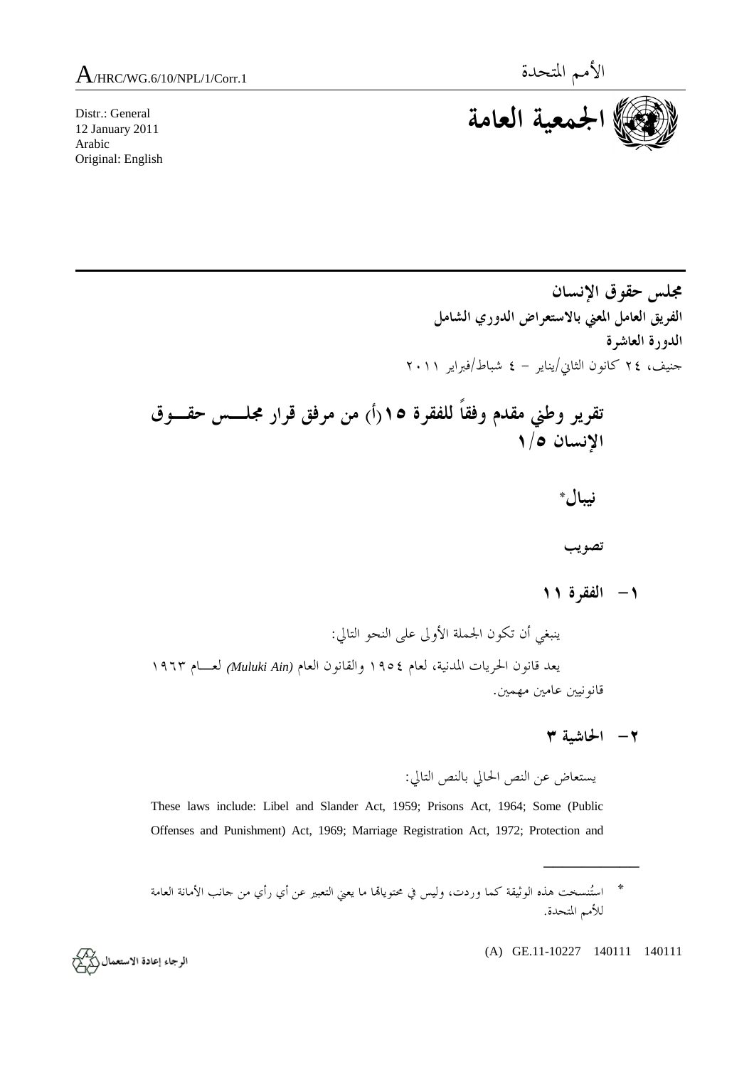A/HRC/WG.6/10/NPL/1/Corr.1

الأمم المتحدة

الجمعية العامة

Distr.: General
12 January 2011
Arabic
Original: English

**مجلس حقوق الإنسان**
**الفريق العامل المعني بالاستعراض الدوري الشامل**
**الدورة العاشرة**
جنيف، ٢٤ كانون الثاني/يناير – ٤ شباط/فبراير ٢٠١١

# تقرير وطني مقدم وفقاً للفقرة ١٥(أ) من مرفق قرار مجلس حقوق الإنسان ١/٥

## نيبال*

### تصويب

### ١- الفقرة ١١

ينبغي أن تكون الجملة الأولى على النحو التالي:

يعد قانون الحريات المدنية، لعام ١٩٥٤ والقانون العام *(Muluki Ain)* لعام ١٩٦٣ قانونيين عامين مهمين.

### ٢- الحاشية ٣

يستعاض عن النص الحالي بالنص التالي:

These laws include: Libel and Slander Act, 1959; Prisons Act, 1964; Some (Public Offenses and Punishment) Act, 1969; Marriage Registration Act, 1972; Protection and

---

* استُنسخت هذه الوثيقة كما وردت، وليس في محتوياتها ما يعني التعبير عن أي رأي من جانب الأمانة العامة للأمم المتحدة.

(A) GE.11-10227 140111 140111

الرجاء إعادة الاستعمال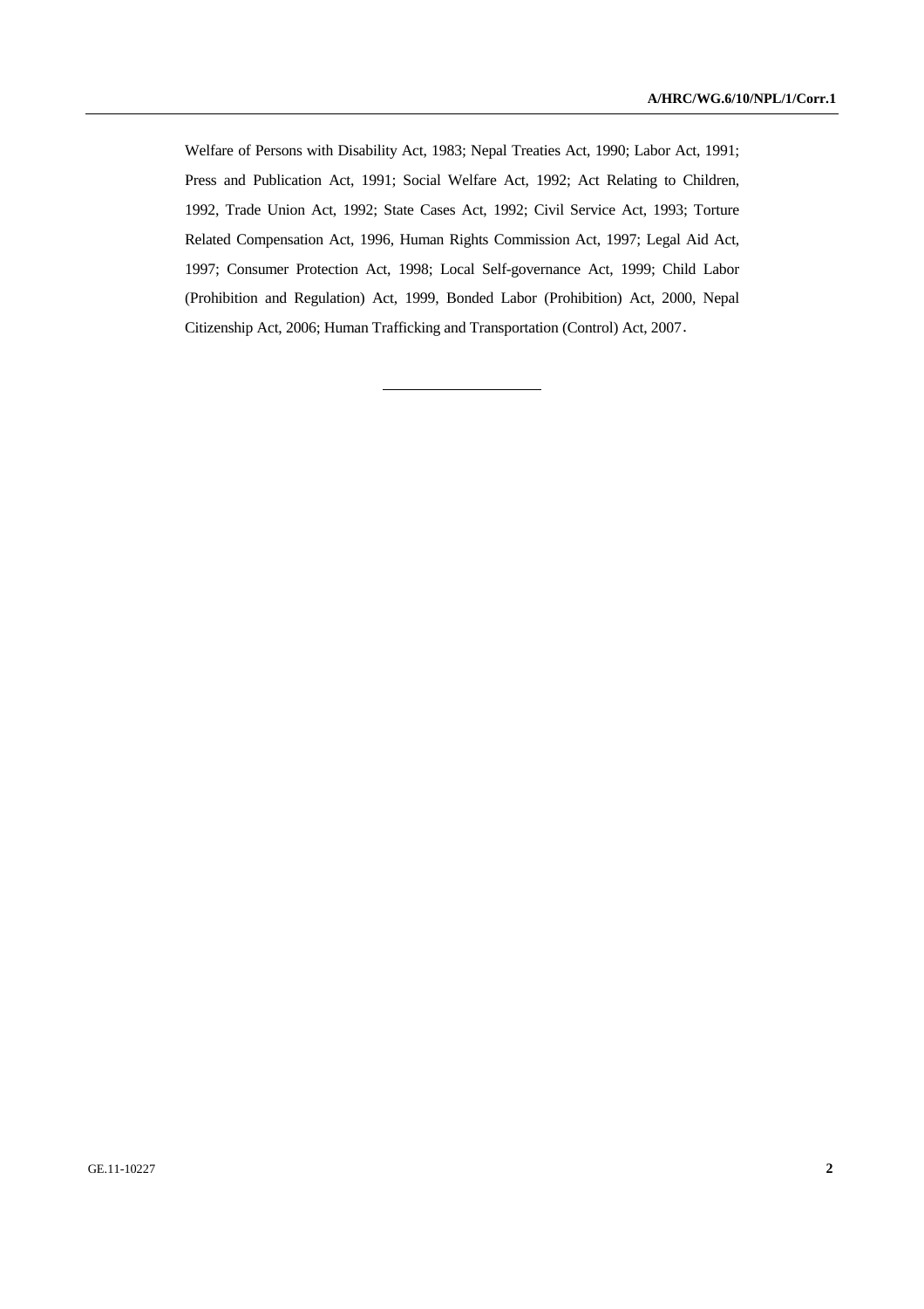Welfare of Persons with Disability Act, 1983; Nepal Treaties Act, 1990; Labor Act, 1991; Press and Publication Act, 1991; Social Welfare Act, 1992; Act Relating to Children, 1992, Trade Union Act, 1992; State Cases Act, 1992; Civil Service Act, 1993; Torture Related Compensation Act, 1996, Human Rights Commission Act, 1997; Legal Aid Act, 1997; Consumer Protection Act, 1998; Local Self-governance Act, 1999; Child Labor (Prohibition and Regulation) Act, 1999, Bonded Labor (Prohibition) Act, 2000, Nepal Citizenship Act, 2006; Human Trafficking and Transportation (Control) Act, 2007.